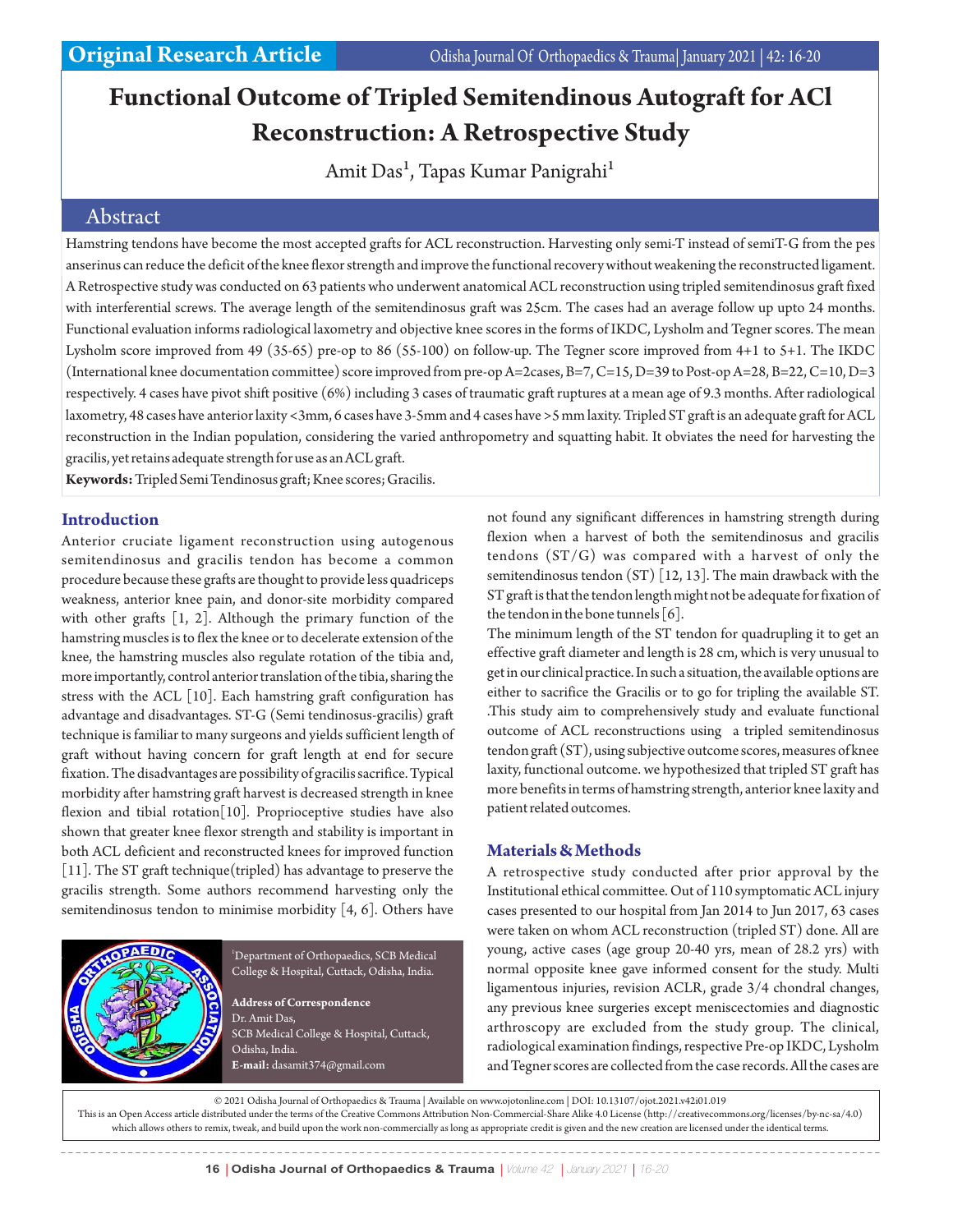Original Research Article

# Functional Outcome of Tripled Semitendinous Autograft for ACl Reconstruction: A Retrospective Study

Amit Das[1], Tapas Kumar Panigrahi[1]

## Abstract

Hamstring tendons have become the most accepted grafts for ACL reconstruction. Harvesting only semi-T instead of semiT-G from the pes anserinus can reduce the deficit of the knee flexor strength and improve the functional recovery without weakening the reconstructed ligament. A Retrospective study was conducted on 63 patients who underwent anatomical ACL reconstruction using tripled semitendinosus graft fixed with interferential screws. The average length of the semitendinosus graft was 25cm. The cases had an average follow up upto 24 months. Functional evaluation informs radiological laxometry and objective knee scores in the forms of IKDC, Lysholm and Tegner scores. The mean Lysholm score improved from 49 (35-65) pre-op to 86 (55-100) on follow-up. The Tegner score improved from 4+1 to 5+1. The IKDC (International knee documentation committee) score improved from pre-op A=2cases, B=7, C=15, D=39 to Post-op A=28, B=22, C=10, D=3 respectively. 4 cases have pivot shift positive (6%) including 3 cases of traumatic graft ruptures at a mean age of 9.3 months. After radiological laxometry, 48 cases have anterior laxity <3mm, 6 cases have 3-5mm and 4 cases have >5 mm laxity. Tripled ST graft is an adequate graft for ACL reconstruction in the Indian population, considering the varied anthropometry and squatting habit. It obviates the need for harvesting the gracilis, yet retains adequate strength for use as an ACL graft.

**Keywords:** Tripled Semi Tendinosus graft; Knee scores; Gracilis.

## Introduction

Anterior cruciate ligament reconstruction using autogenous semitendinosus and gracilis tendon has become a common procedure because these grafts are thought to provide less quadriceps weakness, anterior knee pain, and donor-site morbidity compared with other grafts [1, 2]. Although the primary function of the hamstring muscles is to flex the knee or to decelerate extension of the knee, the hamstring muscles also regulate rotation of the tibia and, more importantly, control anterior translation of the tibia, sharing the stress with the ACL [10]. Each hamstring graft configuration has advantage and disadvantages. ST-G (Semi tendinosus-gracilis) graft technique is familiar to many surgeons and yields sufficient length of graft without having concern for graft length at end for secure fixation. The disadvantages are possibility of gracilis sacrifice. Typical morbidity after hamstring graft harvest is decreased strength in knee flexion and tibial rotation[10]. Proprioceptive studies have also shown that greater knee flexor strength and stability is important in both ACL deficient and reconstructed knees for improved function [11]. The ST graft technique(tripled) has advantage to preserve the gracilis strength. Some authors recommend harvesting only the semitendinosus tendon to minimise morbidity [4, 6]. Others have not found any significant differences in hamstring strength during flexion when a harvest of both the semitendinosus and gracilis tendons (ST/G) was compared with a harvest of only the semitendinosus tendon (ST) [12, 13]. The main drawback with the ST graft is that the tendon length might not be adequate for fixation of the tendon in the bone tunnels [6].

The minimum length of the ST tendon for quadrupling it to get an effective graft diameter and length is 28 cm, which is very unusual to get in our clinical practice. In such a situation, the available options are either to sacrifice the Gracilis or to go for tripling the available ST. .This study aim to comprehensively study and evaluate functional outcome of ACL reconstructions using a tripled semitendinosus tendon graft (ST), using subjective outcome scores, measures of knee laxity, functional outcome. we hypothesized that tripled ST graft has more benefits in terms of hamstring strength, anterior knee laxity and patient related outcomes.

[1]Department of Orthopaedics, SCB Medical College & Hospital, Cuttack, Odisha, India.

**Address of Correspondence**
Dr. Amit Das,
SCB Medical College & Hospital, Cuttack, Odisha, India.
**E-mail:** dasamit374@gmail.com

## Materials & Methods

A retrospective study conducted after prior approval by the Institutional ethical committee. Out of 110 symptomatic ACL injury cases presented to our hospital from Jan 2014 to Jun 2017, 63 cases were taken on whom ACL reconstruction (tripled ST) done. All are young, active cases (age group 20-40 yrs, mean of 28.2 yrs) with normal opposite knee gave informed consent for the study. Multi ligamentous injuries, revision ACLR, grade 3/4 chondral changes, any previous knee surgeries except meniscectomies and diagnostic arthroscopy are excluded from the study group. The clinical, radiological examination findings, respective Pre-op IKDC, Lysholm and Tegner scores are collected from the case records. All the cases are

© 2021 Odisha Journal of Orthopaedics & Trauma | Available on www.ojotonline.com | DOI: 10.13107/ojot.2021.v42i01.019
This is an Open Access article distributed under the terms of the Creative Commons Attribution Non-Commercial-Share Alike 4.0 License (http://creativecommons.org/licenses/by-nc-sa/4.0) which allows others to remix, tweak, and build upon the work non-commercially as long as appropriate credit is given and the new creation are licensed under the identical terms.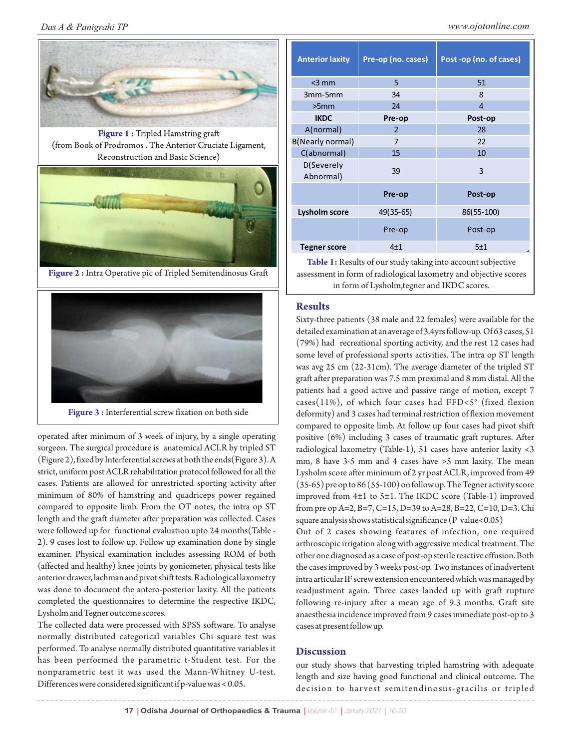Figure 1 : Tripled Hamstring graft
(from Book of Prodromos . The Anterior Cruciate Ligament, Reconstruction and Basic Science)

Figure 2 : Intra Operative pic of Tripled Semitendinosus Graft

Figure 3 : Interferential screw fixation on both side

operated after minimum of 3 week of injury, by a single operating surgeon. The surgical procedure is anatomical ACLR by tripled ST (Figure 2), fixed by Interferential screws at both the ends (Figure 3). A strict, uniform post ACLR rehabilitation protocol followed for all the cases. Patients are allowed for unrestricted sporting activity after minimum of 80% of hamstring and quadriceps power regained compared to opposite limb. From the OT notes, the intra op ST length and the graft diameter after preparation was collected. Cases were followed up for functional evaluation upto 24 months (Table - 2). 9 cases lost to follow up. Follow up examination done by single examiner. Physical examination includes assessing ROM of both (affected and healthy) knee joints by goniometer, physical tests like anterior drawer, lachman and pivot shift tests. Radiological laxometry was done to document the antero-posterior laxity. All the patients completed the questionnaires to determine the respective IKDC, Lysholm and Tegner outcome scores.

The collected data were processed with SPSS software. To analyse normally distributed categorical variables Chi square test was performed. To analyse normally distributed quantitative variables it has been performed the parametric t-Student test. For the nonparametric test it was used the Mann-Whitney U-test. Differences were considered significant if p-value was < 0.05.

| Anterior laxity | Pre-op (no. cases) | Post -op (no. of cases) |
|---|---|---|
| <3 mm | 5 | 51 |
| 3mm-5mm | 34 | 8 |
| >5mm | 24 | 4 |
| **IKDC** | **Pre-op** | **Post-op** |
| A(normal) | 2 | 28 |
| B(Nearly normal) | 7 | 22 |
| C(abnormal) | 15 | 10 |
| D(Severely Abnormal) | 39 | 3 |
| | **Pre-op** | **Post-op** |
| **Lysholm score** | 49(35-65) | 86(55-100) |
| | Pre-op | Post-op |
| **Tegner score** | 4±1 | 5±1 |

Table 1: Results of our study taking into account subjective assessment in form of radiological laxometry and objective scores in form of Lysholm,tegner and IKDC scores.

## Results

Sixty-three patients (38 male and 22 females) were available for the detailed examination at an average of 3.4yrs follow-up. Of 63 cases, 51 (79%) had recreational sporting activity, and the rest 12 cases had some level of professional sports activities. The intra op ST length was avg 25 cm (22-31cm). The average diameter of the tripled ST graft after preparation was 7.5 mm proximal and 8 mm distal. All the patients had a good active and passive range of motion, except 7 cases(11%), of which four cases had FFD<5° (fixed flexion deformity) and 3 cases had terminal restriction of flexion movement compared to opposite limb. At follow up four cases had pivot shift positive (6%) including 3 cases of traumatic graft ruptures. After radiological laxometry (Table-1), 51 cases have anterior laxity <3 mm, 8 have 3-5 mm and 4 cases have >5 mm laxity. The mean Lysholm score after minimum of 2 yr post ACLR, improved from 49 (35-65) pre op to 86 (55-100) on follow up. The Tegner activity score improved from 4±1 to 5±1. The IKDC score (Table-1) improved from pre op A=2, B=7, C=15, D=39 to A=28, B=22, C=10, D=3. Chi square analysis shows statistical significance (P value<0.05)

Out of 2 cases showing features of infection, one required arthroscopic irrigation along with aggressive medical treatment. The other one diagnosed as a case of post-op sterile reactive effusion. Both the cases improved by 3 weeks post-op. Two instances of inadvertent intra articular IF screw extension encountered which was managed by readjustment again. Three cases landed up with graft rupture following re-injury after a mean age of 9.3 months. Graft site anaesthesia incidence improved from 9 cases immediate post-op to 3 cases at present follow up.

## Discussion

our study shows that harvesting tripled hamstring with adequate length and size having good functional and clinical outcome. The decision to harvest semitendinosus-gracilis or tripled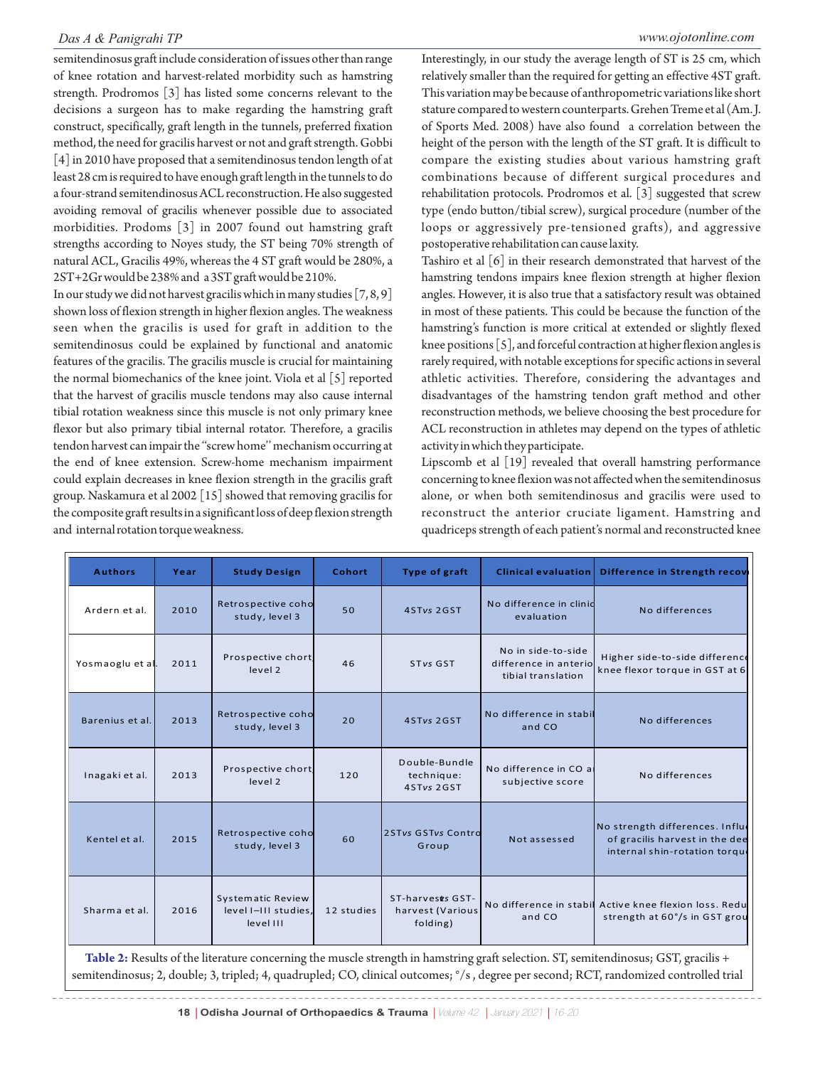semitendinosus graft include consideration of issues other than range of knee rotation and harvest-related morbidity such as hamstring strength. Prodromos [3] has listed some concerns relevant to the decisions a surgeon has to make regarding the hamstring graft construct, specifically, graft length in the tunnels, preferred fixation method, the need for gracilis harvest or not and graft strength. Gobbi [4] in 2010 have proposed that a semitendinosus tendon length of at least 28 cm is required to have enough graft length in the tunnels to do a four-strand semitendinosus ACL reconstruction. He also suggested avoiding removal of gracilis whenever possible due to associated morbidities. Prodoms [3] in 2007 found out hamstring graft strengths according to Noyes study, the ST being 70% strength of natural ACL, Gracilis 49%, whereas the 4 ST graft would be 280%, a 2ST+2Gr would be 238% and a 3ST graft would be 210%.

In our study we did not harvest gracilis which in many studies [7, 8, 9] shown loss of flexion strength in higher flexion angles. The weakness seen when the gracilis is used for graft in addition to the semitendinosus could be explained by functional and anatomic features of the gracilis. The gracilis muscle is crucial for maintaining the normal biomechanics of the knee joint. Viola et al [5] reported that the harvest of gracilis muscle tendons may also cause internal tibial rotation weakness since this muscle is not only primary knee flexor but also primary tibial internal rotator. Therefore, a gracilis tendon harvest can impair the "screw home" mechanism occurring at the end of knee extension. Screw-home mechanism impairment could explain decreases in knee flexion strength in the gracilis graft group. Naskamura et al 2002 [15] showed that removing gracilis for the composite graft results in a significant loss of deep flexion strength and internal rotation torque weakness.

Interestingly, in our study the average length of ST is 25 cm, which relatively smaller than the required for getting an effective 4ST graft. This variation may be because of anthropometric variations like short stature compared to western counterparts. Grehen Treme et al (Am. J. of Sports Med. 2008) have also found a correlation between the height of the person with the length of the ST graft. It is difficult to compare the existing studies about various hamstring graft combinations because of different surgical procedures and rehabilitation protocols. Prodromos et al. [3] suggested that screw type (endo button/tibial screw), surgical procedure (number of the loops or aggressively pre-tensioned grafts), and aggressive postoperative rehabilitation can cause laxity.

Tashiro et al [6] in their research demonstrated that harvest of the hamstring tendons impairs knee flexion strength at higher flexion angles. However, it is also true that a satisfactory result was obtained in most of these patients. This could be because the function of the hamstring's function is more critical at extended or slightly flexed knee positions [5], and forceful contraction at higher flexion angles is rarely required, with notable exceptions for specific actions in several athletic activities. Therefore, considering the advantages and disadvantages of the hamstring tendon graft method and other reconstruction methods, we believe choosing the best procedure for ACL reconstruction in athletes may depend on the types of athletic activity in which they participate.

Lipscomb et al [19] revealed that overall hamstring performance concerning to knee flexion was not affected when the semitendinosus alone, or when both semitendinosus and gracilis were used to reconstruct the anterior cruciate ligament. Hamstring and quadriceps strength of each patient's normal and reconstructed knee

| Authors | Year | Study Design | Cohort | Type of graft | Clinical evaluation | Difference in Strength recov |
|---|---|---|---|---|---|---|
| Ardern et al. | 2010 | Retrospective coho study, level 3 | 50 | 4ST*vs* 2GST | No difference in clinic evaluation | No differences |
| Yosmaoglu et al. | 2011 | Prospective chort level 2 | 46 | ST*vs* GST | No in side-to-side difference in anterio tibial translation | Higher side-to-side differenc knee flexor torque in GST at 6 |
| Barenius et al. | 2013 | Retrospective coho study, level 3 | 20 | 4ST*vs* 2GST | No difference in stabil and CO | No differences |
| Inagaki et al. | 2013 | Prospective chort level 2 | 120 | Double-Bundle technique: 4ST*vs* 2GST | No difference in CO a subjective score | No differences |
| Kentel et al. | 2015 | Retrospective coho study, level 3 | 60 | 2ST*vs* GST*vs* Contro Group | Not assessed | No strength differences. Influ of gracilis harvest in the dee internal shin-rotation torqu |
| Sharma et al. | 2016 | Systematic Review level I–III studies, level III | 12 studies | ST-harvest*vs* GST-harvest (Various folding) | No difference in stabil and CO | Active knee flexion loss. Redu strength at 60°/s in GST grou |

**Table 2:** Results of the literature concerning the muscle strength in hamstring graft selection. ST, semitendinosus; GST, gracilis + semitendinosus; 2, double; 3, tripled; 4, quadrupled; CO, clinical outcomes; °/s , degree per second; RCT, randomized controlled trial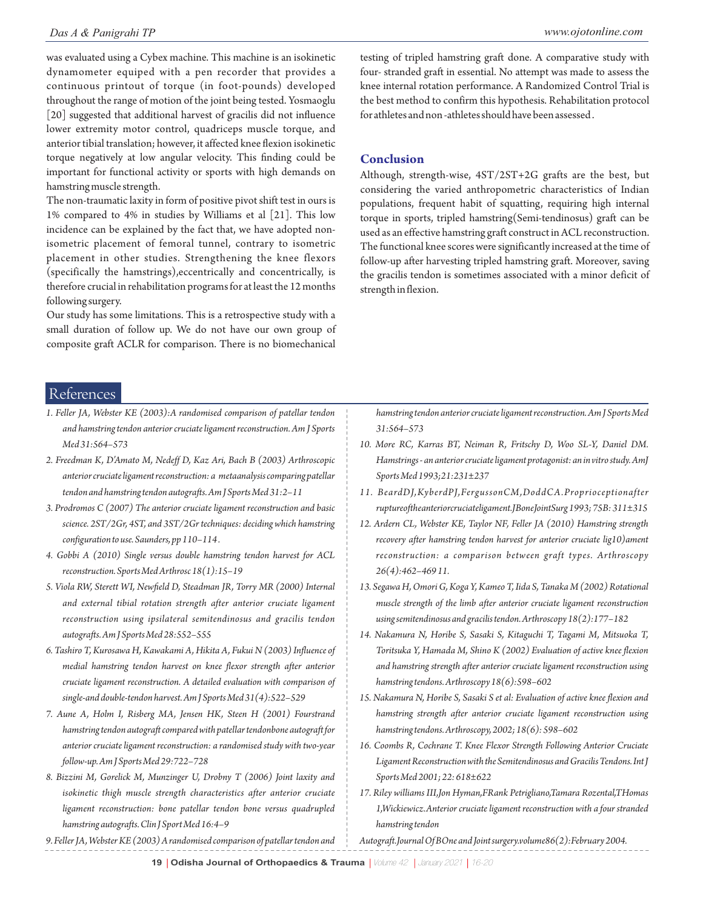was evaluated using a Cybex machine. This machine is an isokinetic dynamometer equiped with a pen recorder that provides a continuous printout of torque (in foot-pounds) developed throughout the range of motion of the joint being tested. Yosmaoglu [20] suggested that additional harvest of gracilis did not influence lower extremity motor control, quadriceps muscle torque, and anterior tibial translation; however, it affected knee flexion isokinetic torque negatively at low angular velocity. This finding could be important for functional activity or sports with high demands on hamstring muscle strength.

The non-traumatic laxity in form of positive pivot shift test in ours is 1% compared to 4% in studies by Williams et al [21]. This low incidence can be explained by the fact that, we have adopted non-isometric placement of femoral tunnel, contrary to isometric placement in other studies. Strengthening the knee flexors (specifically the hamstrings),eccentrically and concentrically, is therefore crucial in rehabilitation programs for at least the 12 months following surgery.

Our study has some limitations. This is a retrospective study with a small duration of follow up. We do not have our own group of composite graft ACLR for comparison. There is no biomechanical testing of tripled hamstring graft done. A comparative study with four- stranded graft in essential. No attempt was made to assess the knee internal rotation performance. A Randomized Control Trial is the best method to confirm this hypothesis. Rehabilitation protocol for athletes and non-athletes should have been assessed.

## Conclusion

Although, strength-wise, 4ST/2ST+2G grafts are the best, but considering the varied anthropometric characteristics of Indian populations, frequent habit of squatting, requiring high internal torque in sports, tripled hamstring(Semi-tendinosus) graft can be used as an effective hamstring graft construct in ACL reconstruction. The functional knee scores were significantly increased at the time of follow-up after harvesting tripled hamstring graft. Moreover, saving the gracilis tendon is sometimes associated with a minor deficit of strength in flexion.

## References

1. *Feller JA, Webster KE (2003):A randomised comparison of patellar tendon and hamstring tendon anterior cruciate ligament reconstruction. Am J Sports Med 31:564–573*
2. *Freedman K, D'Amato M, Nedeff D, Kaz Ari, Bach B (2003) Arthroscopic anterior cruciate ligament reconstruction: a metaanalysis comparing patellar tendon and hamstring tendon autografts. Am J Sports Med 31:2–11*
3. *Prodromos C (2007) The anterior cruciate ligament reconstruction and basic science. 2ST/2Gr, 4ST, and 3ST/2Gr techniques: deciding which hamstring configuration to use. Saunders, pp 110–114.*
4. *Gobbi A (2010) Single versus double hamstring tendon harvest for ACL reconstruction. Sports Med Arthrosc 18(1):15–19*
5. *Viola RW, Sterett WI, Newfield D, Steadman JR, Torry MR (2000) Internal and external tibial rotation strength after anterior cruciate ligament reconstruction using ipsilateral semitendinosus and gracilis tendon autografts. Am J Sports Med 28:552–555*
6. *Tashiro T, Kurosawa H, Kawakami A, Hikita A, Fukui N (2003) Influence of medial hamstring tendon harvest on knee flexor strength after anterior cruciate ligament reconstruction. A detailed evaluation with comparison of single-and double-tendon harvest. Am J Sports Med 31(4):522–529*
7. *Aune A, Holm I, Risberg MA, Jensen HK, Steen H (2001) Fourstrand hamstring tendon autograft compared with patellar tendonbone autograft for anterior cruciate ligament reconstruction: a randomised study with two-year follow-up. Am J Sports Med 29:722–728*
8. *Bizzini M, Gorelick M, Munzinger U, Drobny T (2006) Joint laxity and isokinetic thigh muscle strength characteristics after anterior cruciate ligament reconstruction: bone patellar tendon bone versus quadrupled hamstring autografts. Clin J Sport Med 16:4–9*
9. *Feller JA, Webster KE (2003) A randomised comparison of patellar tendon and hamstring tendon anterior cruciate ligament reconstruction. Am J Sports Med 31:564–573*
10. *More RC, Karras BT, Neiman R, Fritschy D, Woo SL-Y, Daniel DM. Hamstrings - an anterior cruciate ligament protagonist: an in vitro study. AmJ Sports Med 1993;21:231±237*
11. *BeardDJ,KyberdPJ,FergussonCM,DoddCA.Proprioceptionafter ruptureoftheanteriorcruciateligament.JBoneJointSurg 1993; 75B: 311±315*
12. *Ardern CL, Webster KE, Taylor NF, Feller JA (2010) Hamstring strength recovery after hamstring tendon harvest for anterior cruciate lig10)ament reconstruction: a comparison between graft types. Arthroscopy 26(4):462–469 11.*
13. *Segawa H, Omori G, Koga Y, Kameo T, Iida S, Tanaka M (2002) Rotational muscle strength of the limb after anterior cruciate ligament reconstruction using semitendinosus and gracilis tendon. Arthroscopy 18(2):177–182*
14. *Nakamura N, Horibe S, Sasaki S, Kitaguchi T, Tagami M, Mitsuoka T, Toritsuka Y, Hamada M, Shino K (2002) Evaluation of active knee flexion and hamstring strength after anterior cruciate ligament reconstruction using hamstring tendons. Arthroscopy 18(6):598–602*
15. *Nakamura N, Horibe S, Sasaki S et al: Evaluation of active knee flexion and hamstring strength after anterior cruciate ligament reconstruction using hamstring tendons. Arthroscopy, 2002; 18(6): 598–602*
16. *Coombs R, Cochrane T. Knee Flexor Strength Following Anterior Cruciate Ligament Reconstruction with the Semitendinosus and Gracilis Tendons. Int J Sports Med 2001; 22: 618±622*
17. *Riley williams III,Jon Hyman,FRank Petrigliano,Tamara Rozental,THomas 1,Wickiewicz.Anterior cruciate ligament reconstruction with a four stranded hamstring tendon Autograft.Journal Of BOne and Joint surgery.volume86(2):February 2004.*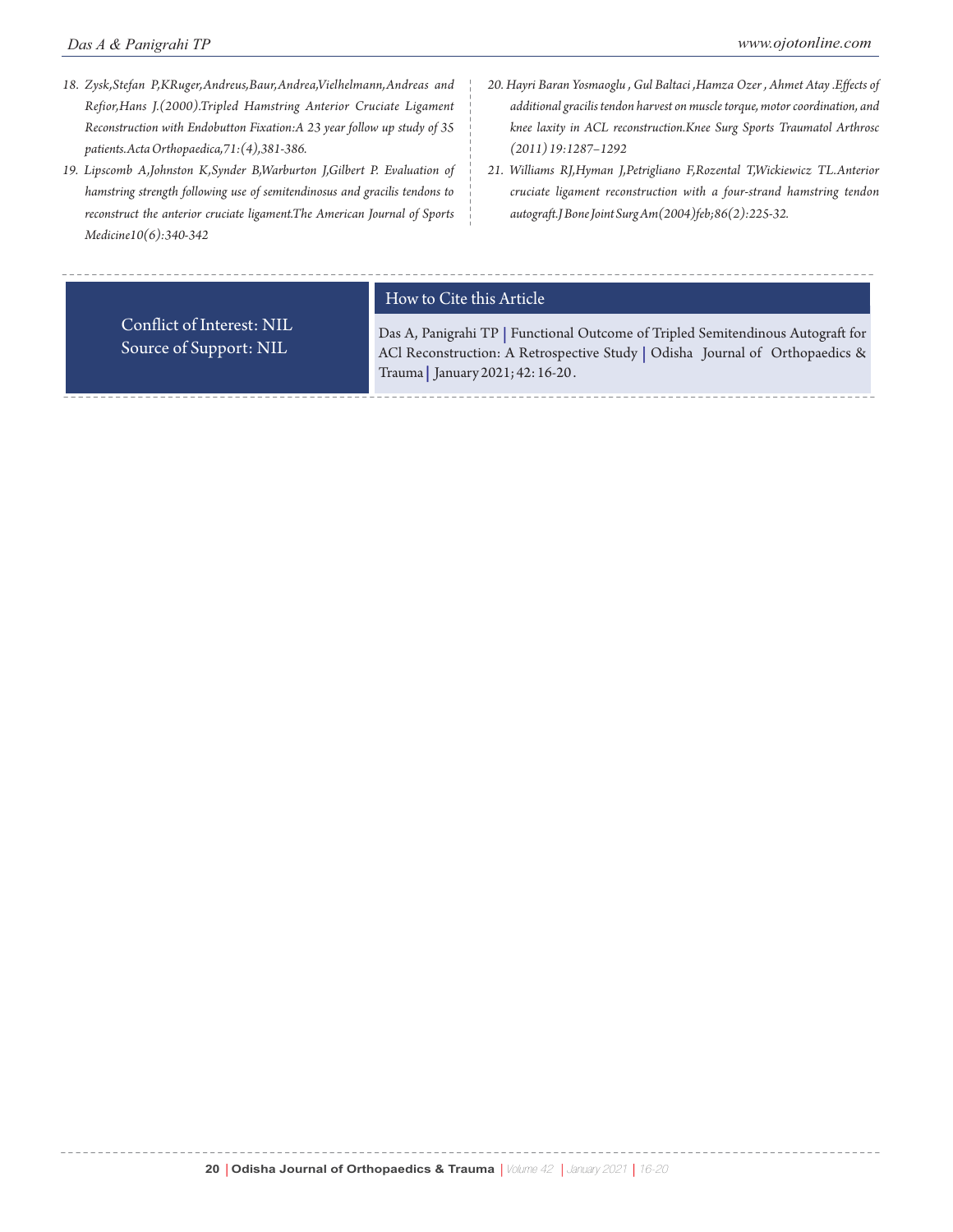18. *Zysk,Stefan P,KRuger,Andreus,Baur,Andrea,Vielhelmann,Andreas and Refior,Hans J.(2000).Tripled Hamstring Anterior Cruciate Ligament Reconstruction with Endobutton Fixation:A 23 year follow up study of 35 patients.Acta Orthopaedica,71:(4),381-386.*
19. *Lipscomb A,Johnston K,Synder B,Warburton J,Gilbert P. Evaluation of hamstring strength following use of semitendinosus and gracilis tendons to reconstruct the anterior cruciate ligament.The American Journal of Sports Medicine10(6):340-342*
20. *Hayri Baran Yosmaoglu , Gul Baltaci ,Hamza Ozer , Ahmet Atay .Effects of additional gracilis tendon harvest on muscle torque, motor coordination, and knee laxity in ACL reconstruction.Knee Surg Sports Traumatol Arthrosc (2011) 19:1287–1292*
21. *Williams RJ,Hyman J,Petrigliano F,Rozental T,Wickiewicz TL.Anterior cruciate ligament reconstruction with a four-strand hamstring tendon autograft.J Bone Joint Surg Am(2004)feb;86(2):225-32.*

Conflict of Interest: NIL
Source of Support: NIL

**How to Cite this Article**

Das A, Panigrahi TP | Functional Outcome of Tripled Semitendinous Autograft for ACl Reconstruction: A Retrospective Study | Odisha Journal of Orthopaedics & Trauma | January 2021; 42: 16-20 .